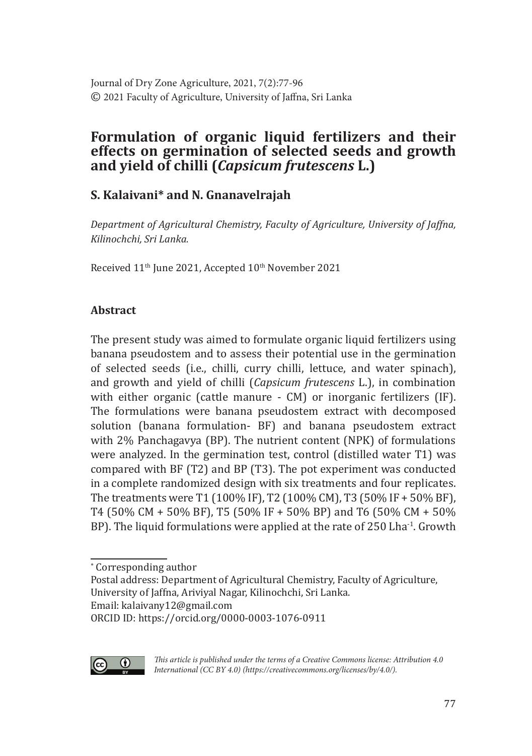Journal of Dry Zone Agriculture, 2021, 7(2):77-96
© 2021 Faculty of Agriculture, University of Jaffna, Sri Lanka

# Formulation of organic liquid fertilizers and their effects on germination of selected seeds and growth and yield of chilli (*Capsicum frutescens* L.)

## S. Kalaivani* and N. Gnanavelrajah

*Department of Agricultural Chemistry, Faculty of Agriculture, University of Jaffna, Kilinochchi, Sri Lanka.*

Received 11th June 2021, Accepted 10th November 2021

### Abstract

The present study was aimed to formulate organic liquid fertilizers using banana pseudostem and to assess their potential use in the germination of selected seeds (i.e., chilli, curry chilli, lettuce, and water spinach), and growth and yield of chilli (*Capsicum frutescens* L.), in combination with either organic (cattle manure - CM) or inorganic fertilizers (IF). The formulations were banana pseudostem extract with decomposed solution (banana formulation- BF) and banana pseudostem extract with 2% Panchagavya (BP). The nutrient content (NPK) of formulations were analyzed. In the germination test, control (distilled water T1) was compared with BF (T2) and BP (T3). The pot experiment was conducted in a complete randomized design with six treatments and four replicates. The treatments were T1 (100% IF), T2 (100% CM), T3 (50% IF + 50% BF), T4 (50% CM + 50% BF), T5 (50% IF + 50% BP) and T6 (50% CM + 50% BP). The liquid formulations were applied at the rate of 250 $Lha^{-1}$. Growth

---

\* Corresponding author

Postal address: Department of Agricultural Chemistry, Faculty of Agriculture, University of Jaffna, Ariviyal Nagar, Kilinochchi, Sri Lanka.

Email: kalaivany12@gmail.com

ORCID ID: https://orcid.org/0000-0003-1076-0911

*This article is published under the terms of a Creative Commons license: Attribution 4.0 International (CC BY 4.0) (https://creativecommons.org/licenses/by/4.0/).*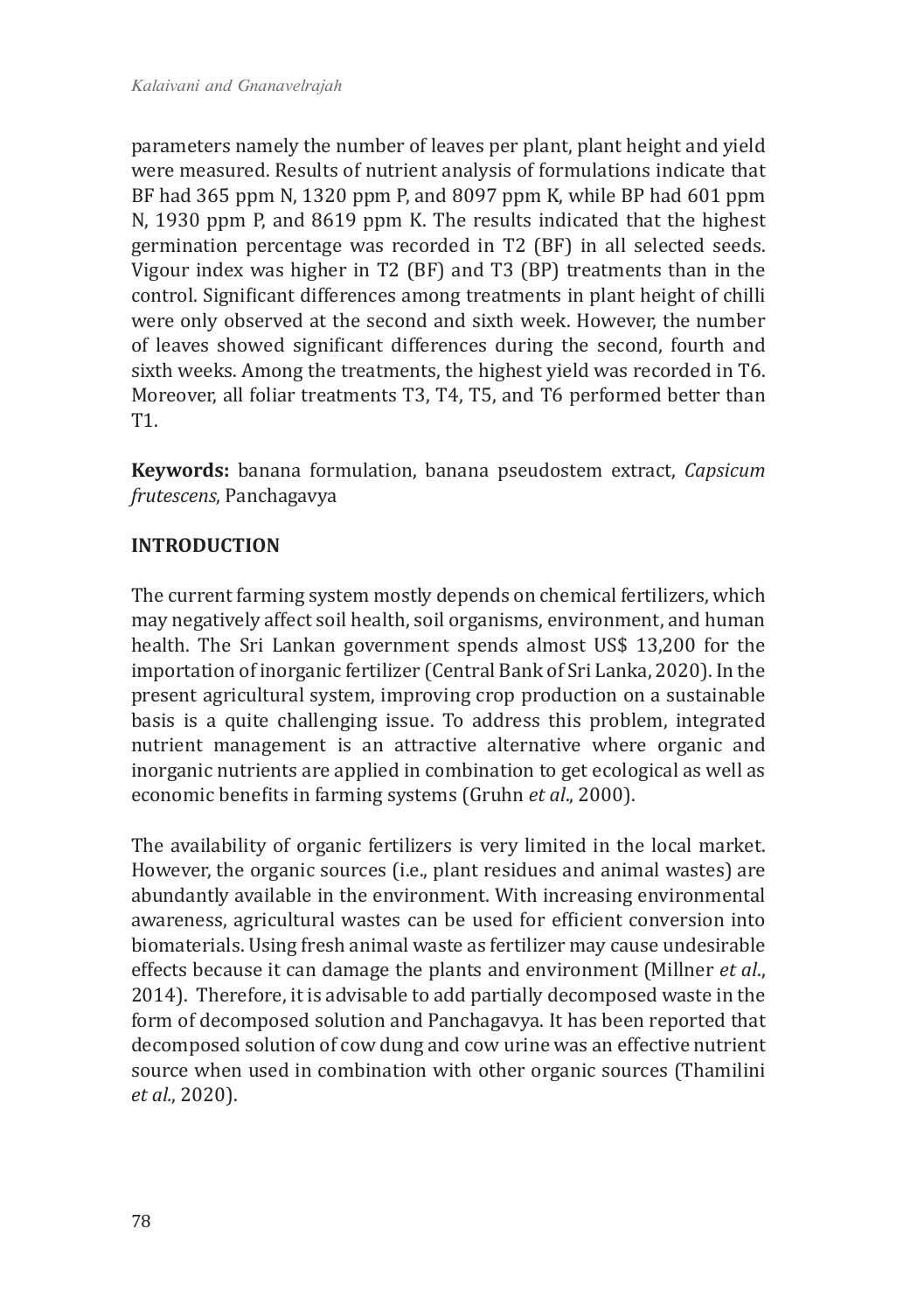parameters namely the number of leaves per plant, plant height and yield were measured. Results of nutrient analysis of formulations indicate that BF had 365 ppm N, 1320 ppm P, and 8097 ppm K, while BP had 601 ppm N, 1930 ppm P, and 8619 ppm K. The results indicated that the highest germination percentage was recorded in T2 (BF) in all selected seeds. Vigour index was higher in T2 (BF) and T3 (BP) treatments than in the control. Significant differences among treatments in plant height of chilli were only observed at the second and sixth week. However, the number of leaves showed significant differences during the second, fourth and sixth weeks. Among the treatments, the highest yield was recorded in T6. Moreover, all foliar treatments T3, T4, T5, and T6 performed better than T1.

**Keywords:** banana formulation, banana pseudostem extract, *Capsicum frutescens*, Panchagavya

## INTRODUCTION

The current farming system mostly depends on chemical fertilizers, which may negatively affect soil health, soil organisms, environment, and human health. The Sri Lankan government spends almost US$ 13,200 for the importation of inorganic fertilizer (Central Bank of Sri Lanka, 2020). In the present agricultural system, improving crop production on a sustainable basis is a quite challenging issue. To address this problem, integrated nutrient management is an attractive alternative where organic and inorganic nutrients are applied in combination to get ecological as well as economic benefits in farming systems (Gruhn *et al*., 2000).

The availability of organic fertilizers is very limited in the local market. However, the organic sources (i.e., plant residues and animal wastes) are abundantly available in the environment. With increasing environmental awareness, agricultural wastes can be used for efficient conversion into biomaterials. Using fresh animal waste as fertilizer may cause undesirable effects because it can damage the plants and environment (Millner *et al*., 2014). Therefore, it is advisable to add partially decomposed waste in the form of decomposed solution and Panchagavya. It has been reported that decomposed solution of cow dung and cow urine was an effective nutrient source when used in combination with other organic sources (Thamilini *et al.*, 2020).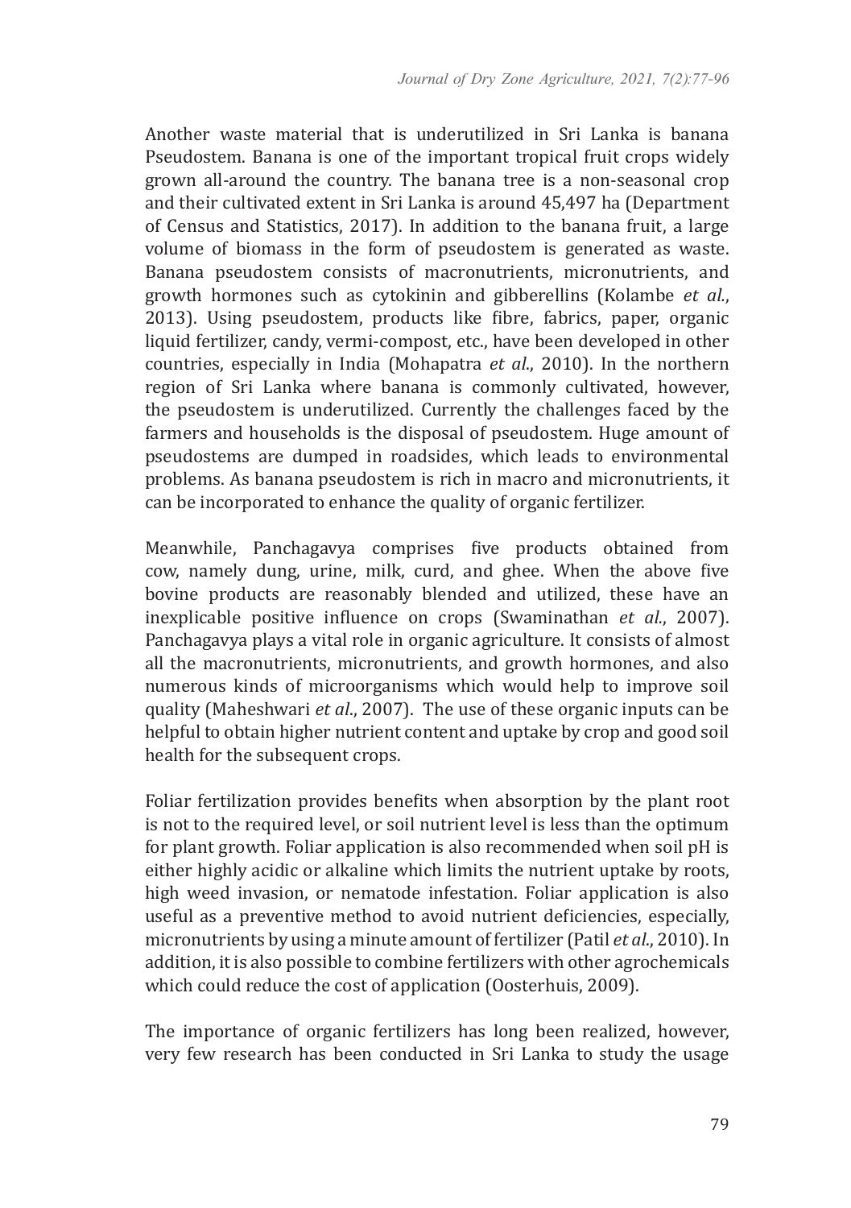Another waste material that is underutilized in Sri Lanka is banana Pseudostem. Banana is one of the important tropical fruit crops widely grown all-around the country. The banana tree is a non-seasonal crop and their cultivated extent in Sri Lanka is around 45,497 ha (Department of Census and Statistics, 2017). In addition to the banana fruit, a large volume of biomass in the form of pseudostem is generated as waste. Banana pseudostem consists of macronutrients, micronutrients, and growth hormones such as cytokinin and gibberellins (Kolambe *et al.*, 2013). Using pseudostem, products like fibre, fabrics, paper, organic liquid fertilizer, candy, vermi-compost, etc., have been developed in other countries, especially in India (Mohapatra *et al.*, 2010). In the northern region of Sri Lanka where banana is commonly cultivated, however, the pseudostem is underutilized. Currently the challenges faced by the farmers and households is the disposal of pseudostem. Huge amount of pseudostems are dumped in roadsides, which leads to environmental problems. As banana pseudostem is rich in macro and micronutrients, it can be incorporated to enhance the quality of organic fertilizer.

Meanwhile, Panchagavya comprises five products obtained from cow, namely dung, urine, milk, curd, and ghee. When the above five bovine products are reasonably blended and utilized, these have an inexplicable positive influence on crops (Swaminathan *et al.*, 2007). Panchagavya plays a vital role in organic agriculture. It consists of almost all the macronutrients, micronutrients, and growth hormones, and also numerous kinds of microorganisms which would help to improve soil quality (Maheshwari *et al.*, 2007). The use of these organic inputs can be helpful to obtain higher nutrient content and uptake by crop and good soil health for the subsequent crops.

Foliar fertilization provides benefits when absorption by the plant root is not to the required level, or soil nutrient level is less than the optimum for plant growth. Foliar application is also recommended when soil pH is either highly acidic or alkaline which limits the nutrient uptake by roots, high weed invasion, or nematode infestation. Foliar application is also useful as a preventive method to avoid nutrient deficiencies, especially, micronutrients by using a minute amount of fertilizer (Patil *et al.*, 2010). In addition, it is also possible to combine fertilizers with other agrochemicals which could reduce the cost of application (Oosterhuis, 2009).

The importance of organic fertilizers has long been realized, however, very few research has been conducted in Sri Lanka to study the usage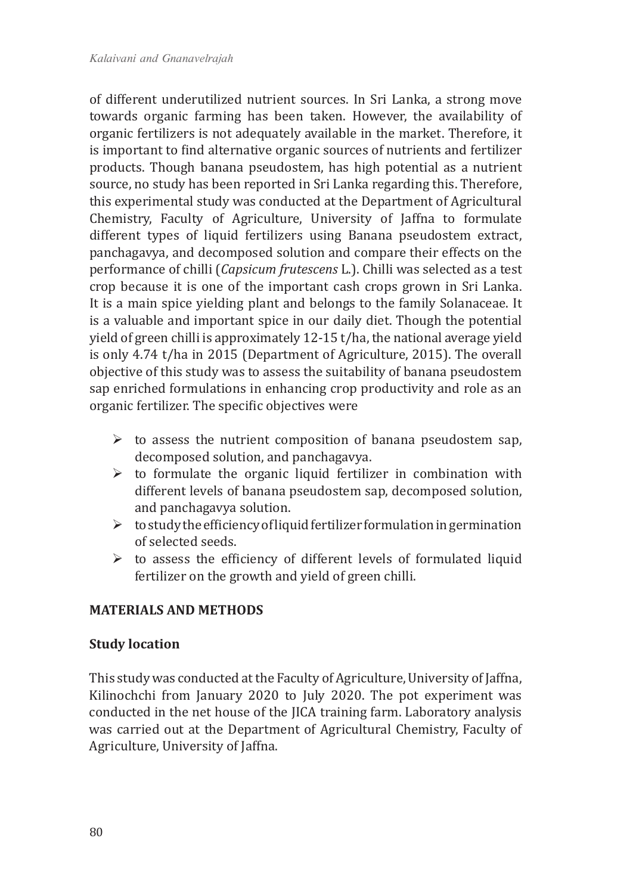of different underutilized nutrient sources. In Sri Lanka, a strong move towards organic farming has been taken. However, the availability of organic fertilizers is not adequately available in the market. Therefore, it is important to find alternative organic sources of nutrients and fertilizer products. Though banana pseudostem, has high potential as a nutrient source, no study has been reported in Sri Lanka regarding this. Therefore, this experimental study was conducted at the Department of Agricultural Chemistry, Faculty of Agriculture, University of Jaffna to formulate different types of liquid fertilizers using Banana pseudostem extract, panchagavya, and decomposed solution and compare their effects on the performance of chilli (*Capsicum frutescens* L.). Chilli was selected as a test crop because it is one of the important cash crops grown in Sri Lanka. It is a main spice yielding plant and belongs to the family Solanaceae. It is a valuable and important spice in our daily diet. Though the potential yield of green chilli is approximately 12-15 t/ha, the national average yield is only 4.74 t/ha in 2015 (Department of Agriculture, 2015). The overall objective of this study was to assess the suitability of banana pseudostem sap enriched formulations in enhancing crop productivity and role as an organic fertilizer. The specific objectives were

- to assess the nutrient composition of banana pseudostem sap, decomposed solution, and panchagavya.
- to formulate the organic liquid fertilizer in combination with different levels of banana pseudostem sap, decomposed solution, and panchagavya solution.
- to study the efficiency of liquid fertilizer formulation in germination of selected seeds.
- to assess the efficiency of different levels of formulated liquid fertilizer on the growth and yield of green chilli.

## MATERIALS AND METHODS

### Study location

This study was conducted at the Faculty of Agriculture, University of Jaffna, Kilinochchi from January 2020 to July 2020. The pot experiment was conducted in the net house of the JICA training farm. Laboratory analysis was carried out at the Department of Agricultural Chemistry, Faculty of Agriculture, University of Jaffna.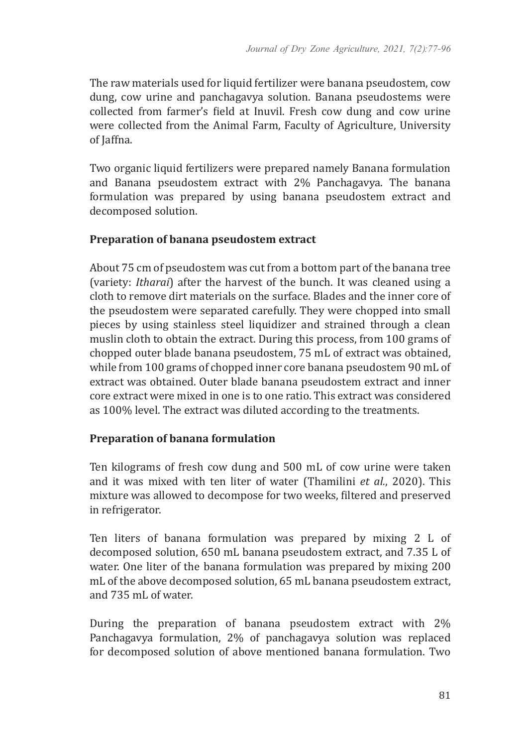The raw materials used for liquid fertilizer were banana pseudostem, cow dung, cow urine and panchagavya solution. Banana pseudostems were collected from farmer's field at Inuvil. Fresh cow dung and cow urine were collected from the Animal Farm, Faculty of Agriculture, University of Jaffna.

Two organic liquid fertilizers were prepared namely Banana formulation and Banana pseudostem extract with 2% Panchagavya. The banana formulation was prepared by using banana pseudostem extract and decomposed solution.

**Preparation of banana pseudostem extract**

About 75 cm of pseudostem was cut from a bottom part of the banana tree (variety: *Itharai*) after the harvest of the bunch. It was cleaned using a cloth to remove dirt materials on the surface. Blades and the inner core of the pseudostem were separated carefully. They were chopped into small pieces by using stainless steel liquidizer and strained through a clean muslin cloth to obtain the extract. During this process, from 100 grams of chopped outer blade banana pseudostem, 75 mL of extract was obtained, while from 100 grams of chopped inner core banana pseudostem 90 mL of extract was obtained. Outer blade banana pseudostem extract and inner core extract were mixed in one is to one ratio. This extract was considered as 100% level. The extract was diluted according to the treatments.

**Preparation of banana formulation**

Ten kilograms of fresh cow dung and 500 mL of cow urine were taken and it was mixed with ten liter of water (Thamilini *et al.*, 2020). This mixture was allowed to decompose for two weeks, filtered and preserved in refrigerator.

Ten liters of banana formulation was prepared by mixing 2 L of decomposed solution, 650 mL banana pseudostem extract, and 7.35 L of water. One liter of the banana formulation was prepared by mixing 200 mL of the above decomposed solution, 65 mL banana pseudostem extract, and 735 mL of water.

During the preparation of banana pseudostem extract with 2% Panchagavya formulation, 2% of panchagavya solution was replaced for decomposed solution of above mentioned banana formulation. Two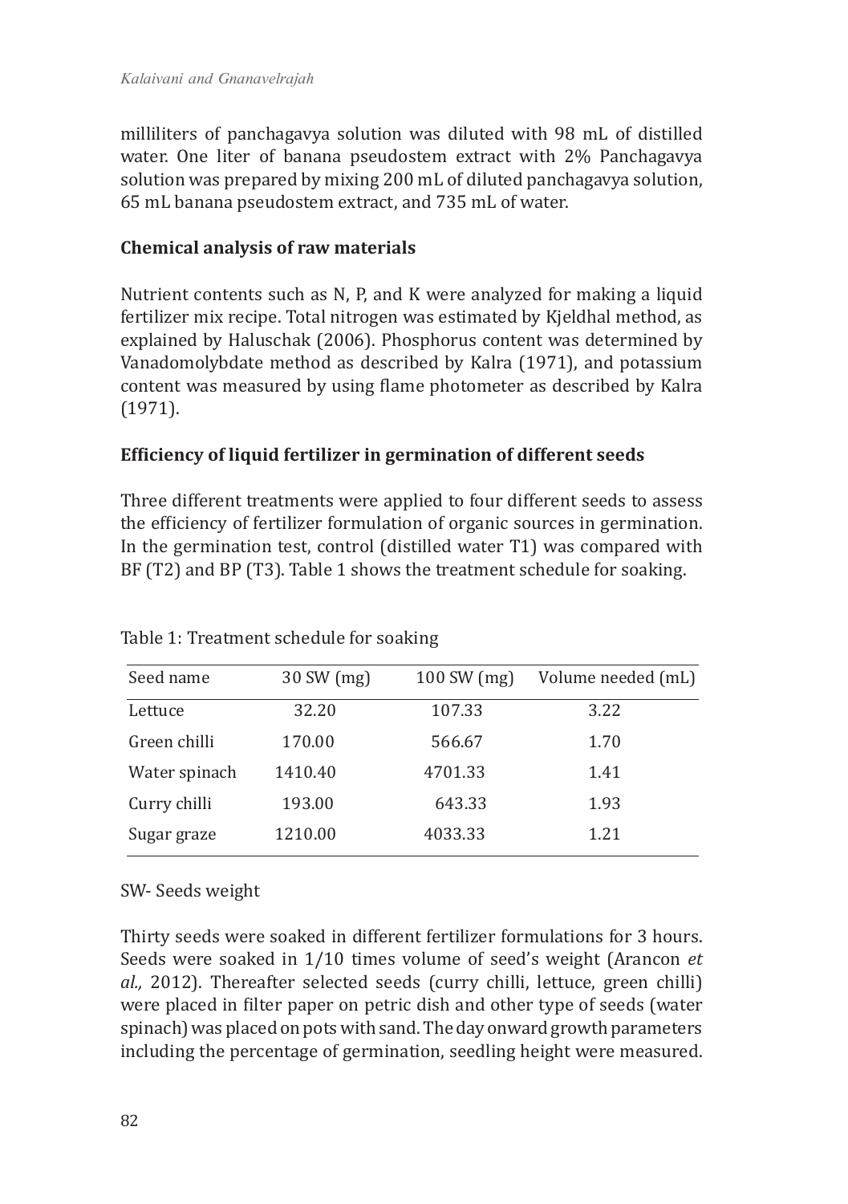milliliters of panchagavya solution was diluted with 98 mL of distilled water. One liter of banana pseudostem extract with 2% Panchagavya solution was prepared by mixing 200 mL of diluted panchagavya solution, 65 mL banana pseudostem extract, and 735 mL of water.

### Chemical analysis of raw materials

Nutrient contents such as N, P, and K were analyzed for making a liquid fertilizer mix recipe. Total nitrogen was estimated by Kjeldhal method, as explained by Haluschak (2006). Phosphorus content was determined by Vanadomolybdate method as described by Kalra (1971), and potassium content was measured by using flame photometer as described by Kalra (1971).

### Efficiency of liquid fertilizer in germination of different seeds

Three different treatments were applied to four different seeds to assess the efficiency of fertilizer formulation of organic sources in germination. In the germination test, control (distilled water T1) was compared with BF (T2) and BP (T3). Table 1 shows the treatment schedule for soaking.

Table 1: Treatment schedule for soaking

| Seed name | 30 SW (mg) | 100 SW (mg) | Volume needed (mL) |
|---|---|---|---|
| Lettuce | 32.20 | 107.33 | 3.22 |
| Green chilli | 170.00 | 566.67 | 1.70 |
| Water spinach | 1410.40 | 4701.33 | 1.41 |
| Curry chilli | 193.00 | 643.33 | 1.93 |
| Sugar graze | 1210.00 | 4033.33 | 1.21 |

SW- Seeds weight

Thirty seeds were soaked in different fertilizer formulations for 3 hours. Seeds were soaked in 1/10 times volume of seed's weight (Arancon *et al.,* 2012). Thereafter selected seeds (curry chilli, lettuce, green chilli) were placed in filter paper on petric dish and other type of seeds (water spinach) was placed on pots with sand. The day onward growth parameters including the percentage of germination, seedling height were measured.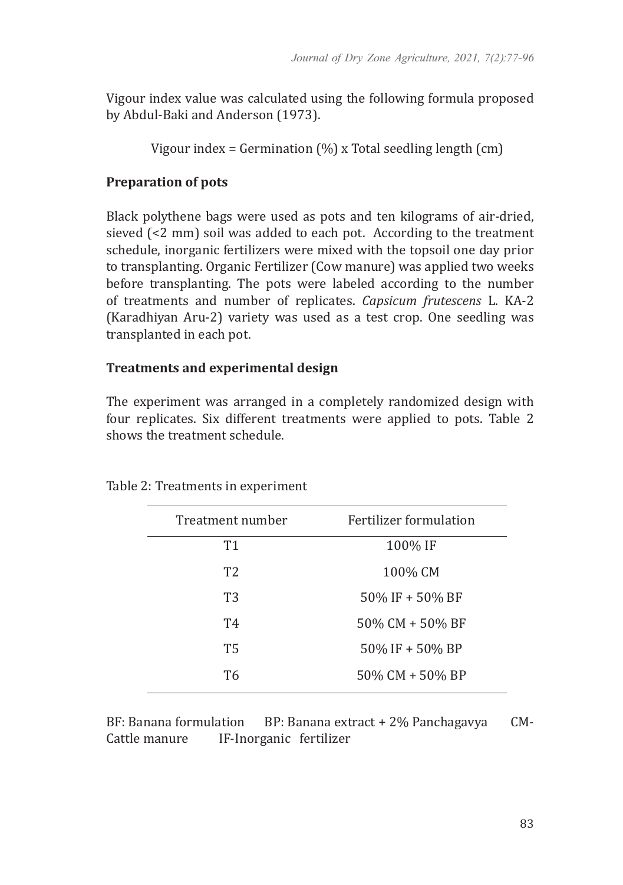Vigour index value was calculated using the following formula proposed by Abdul-Baki and Anderson (1973).

Vigour index = Germination (%) x Total seedling length (cm)

**Preparation of pots**

Black polythene bags were used as pots and ten kilograms of air-dried, sieved (<2 mm) soil was added to each pot. According to the treatment schedule, inorganic fertilizers were mixed with the topsoil one day prior to transplanting. Organic Fertilizer (Cow manure) was applied two weeks before transplanting. The pots were labeled according to the number of treatments and number of replicates. *Capsicum frutescens* L. KA-2 (Karadhiyan Aru-2) variety was used as a test crop. One seedling was transplanted in each pot.

**Treatments and experimental design**

The experiment was arranged in a completely randomized design with four replicates. Six different treatments were applied to pots. Table 2 shows the treatment schedule.

Table 2: Treatments in experiment

| Treatment number | Fertilizer formulation |
|---|---|
| T1 | 100% IF |
| T2 | 100% CM |
| T3 | 50% IF + 50% BF |
| T4 | 50% CM + 50% BF |
| T5 | 50% IF + 50% BP |
| T6 | 50% CM + 50% BP |

BF: Banana formulation BP: Banana extract + 2% Panchagavya CM-Cattle manure IF-Inorganic fertilizer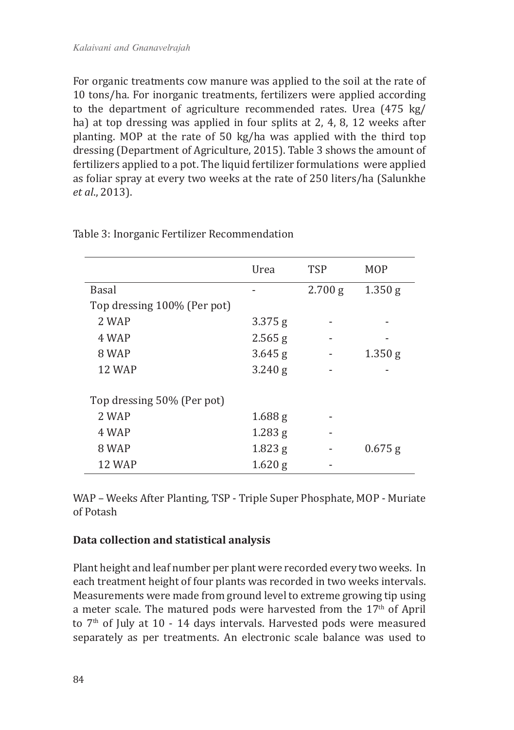For organic treatments cow manure was applied to the soil at the rate of 10 tons/ha. For inorganic treatments, fertilizers were applied according to the department of agriculture recommended rates. Urea (475 kg/ha) at top dressing was applied in four splits at 2, 4, 8, 12 weeks after planting. MOP at the rate of 50 kg/ha was applied with the third top dressing (Department of Agriculture, 2015). Table 3 shows the amount of fertilizers applied to a pot. The liquid fertilizer formulations were applied as foliar spray at every two weeks at the rate of 250 liters/ha (Salunkhe *et al.*, 2013).

Table 3: Inorganic Fertilizer Recommendation

| | Urea | TSP | MOP |
|---|---|---|---|
| Basal | - | 2.700 g | 1.350 g |
| Top dressing 100% (Per pot) | | | |
| 2 WAP | 3.375 g | - | - |
| 4 WAP | 2.565 g | - | - |
| 8 WAP | 3.645 g | - | 1.350 g |
| 12 WAP | 3.240 g | - | - |
| Top dressing 50% (Per pot) | | | |
| 2 WAP | 1.688 g | - | |
| 4 WAP | 1.283 g | - | |
| 8 WAP | 1.823 g | - | 0.675 g |
| 12 WAP | 1.620 g | - | |

WAP – Weeks After Planting, TSP - Triple Super Phosphate, MOP - Muriate of Potash

**Data collection and statistical analysis**

Plant height and leaf number per plant were recorded every two weeks. In each treatment height of four plants was recorded in two weeks intervals. Measurements were made from ground level to extreme growing tip using a meter scale. The matured pods were harvested from the 17th of April to 7th of July at 10 - 14 days intervals. Harvested pods were measured separately as per treatments. An electronic scale balance was used to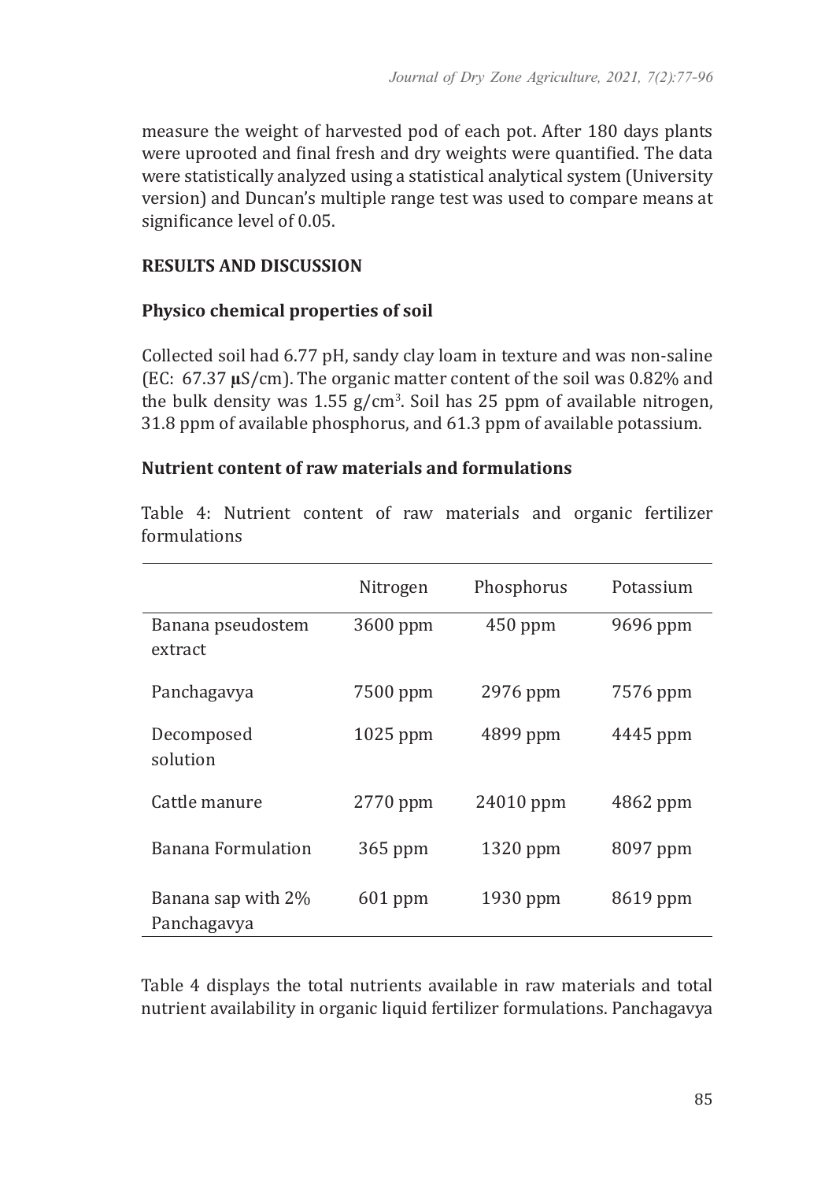measure the weight of harvested pod of each pot. After 180 days plants were uprooted and final fresh and dry weights were quantified. The data were statistically analyzed using a statistical analytical system (University version) and Duncan's multiple range test was used to compare means at significance level of 0.05.

## RESULTS AND DISCUSSION

### Physico chemical properties of soil

Collected soil had 6.77 pH, sandy clay loam in texture and was non-saline (EC: 67.37 µS/cm). The organic matter content of the soil was 0.82% and the bulk density was 1.55 g/cm$^3$. Soil has 25 ppm of available nitrogen, 31.8 ppm of available phosphorus, and 61.3 ppm of available potassium.

### Nutrient content of raw materials and formulations

Table 4: Nutrient content of raw materials and organic fertilizer formulations

| | Nitrogen | Phosphorus | Potassium |
|---|---|---|---|
| Banana pseudostem extract | 3600 ppm | 450 ppm | 9696 ppm |
| Panchagavya | 7500 ppm | 2976 ppm | 7576 ppm |
| Decomposed solution | 1025 ppm | 4899 ppm | 4445 ppm |
| Cattle manure | 2770 ppm | 24010 ppm | 4862 ppm |
| Banana Formulation | 365 ppm | 1320 ppm | 8097 ppm |
| Banana sap with 2% Panchagavya | 601 ppm | 1930 ppm | 8619 ppm |

Table 4 displays the total nutrients available in raw materials and total nutrient availability in organic liquid fertilizer formulations. Panchagavya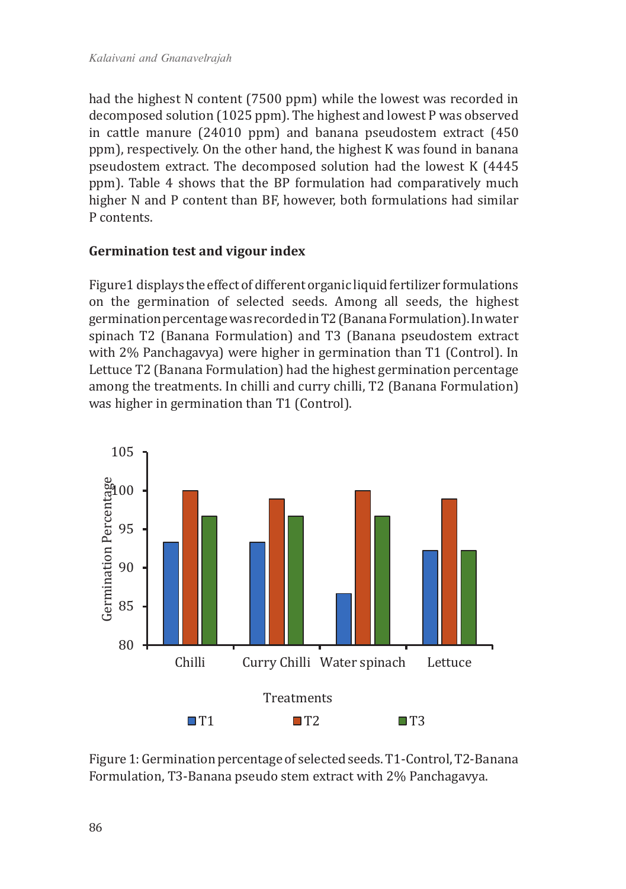had the highest N content (7500 ppm) while the lowest was recorded in decomposed solution (1025 ppm). The highest and lowest P was observed in cattle manure (24010 ppm) and banana pseudostem extract (450 ppm), respectively. On the other hand, the highest K was found in banana pseudostem extract. The decomposed solution had the lowest K (4445 ppm). Table 4 shows that the BP formulation had comparatively much higher N and P content than BF, however, both formulations had similar P contents.

### Germination test and vigour index

Figure1 displays the effect of different organic liquid fertilizer formulations on the germination of selected seeds. Among all seeds, the highest germination percentage was recorded in T2 (Banana Formulation). In water spinach T2 (Banana Formulation) and T3 (Banana pseudostem extract with 2% Panchagavya) were higher in germination than T1 (Control). In Lettuce T2 (Banana Formulation) had the highest germination percentage among the treatments. In chilli and curry chilli, T2 (Banana Formulation) was higher in germination than T1 (Control).

Figure 1: Germination percentage of selected seeds. T1-Control, T2-Banana Formulation, T3-Banana pseudo stem extract with 2% Panchagavya.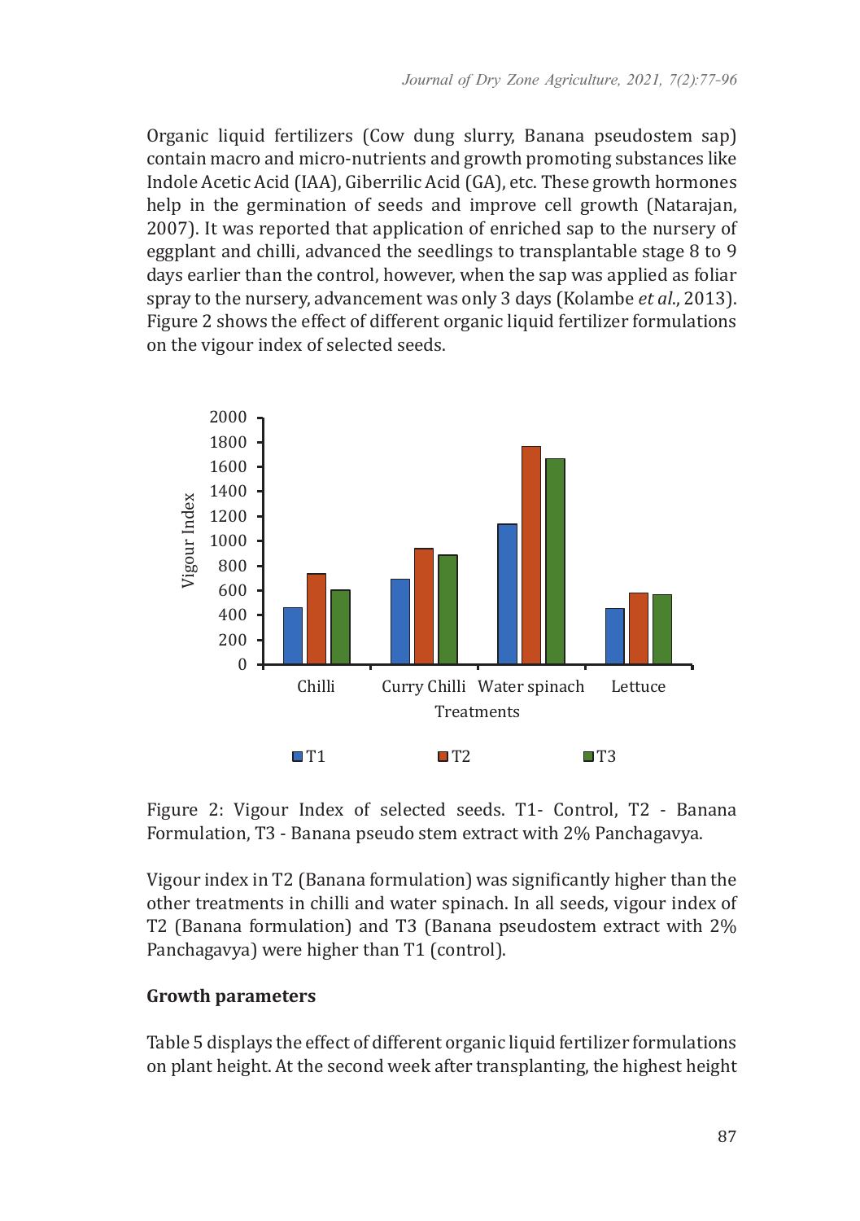Organic liquid fertilizers (Cow dung slurry, Banana pseudostem sap) contain macro and micro-nutrients and growth promoting substances like Indole Acetic Acid (IAA), Giberrilic Acid (GA), etc. These growth hormones help in the germination of seeds and improve cell growth (Natarajan, 2007). It was reported that application of enriched sap to the nursery of eggplant and chilli, advanced the seedlings to transplantable stage 8 to 9 days earlier than the control, however, when the sap was applied as foliar spray to the nursery, advancement was only 3 days (Kolambe *et al*., 2013). Figure 2 shows the effect of different organic liquid fertilizer formulations on the vigour index of selected seeds.

Figure 2: Vigour Index of selected seeds. T1- Control, T2 - Banana Formulation, T3 - Banana pseudo stem extract with 2% Panchagavya.

Vigour index in T2 (Banana formulation) was significantly higher than the other treatments in chilli and water spinach. In all seeds, vigour index of T2 (Banana formulation) and T3 (Banana pseudostem extract with 2% Panchagavya) were higher than T1 (control).

**Growth parameters**

Table 5 displays the effect of different organic liquid fertilizer formulations on plant height. At the second week after transplanting, the highest height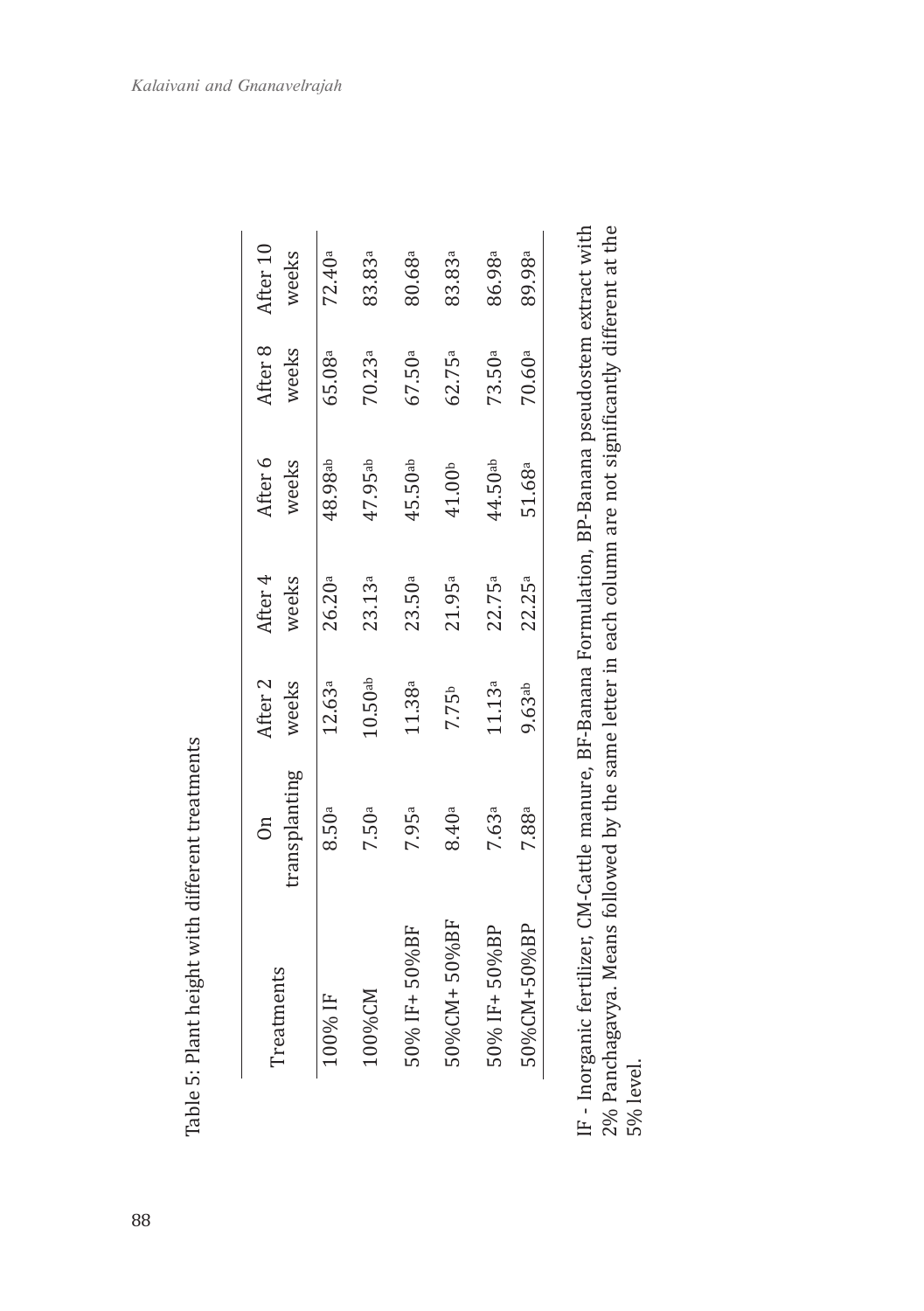Table 5: Plant height with different treatments

| Treatments | On transplanting | After 2 weeks | After 4 weeks | After 6 weeks | After 8 weeks | After 10 weeks |
|---|---|---|---|---|---|---|
| 100% IF | 8.50[a] | 12.63[a] | 26.20[a] | 48.98[ab] | 65.08[a] | 72.40[a] |
| 100%CM | 7.50[a] | 10.50[ab] | 23.13[a] | 47.95[ab] | 70.23[a] | 83.83[a] |
| 50% IF+ 50%BF | 7.95[a] | 11.38[a] | 23.50[a] | 45.50[ab] | 67.50[a] | 80.68[a] |
| 50%CM+ 50%BF | 8.40[a] | 7.75[b] | 21.95[a] | 41.00[b] | 62.75[a] | 83.83[a] |
| 50% IF+ 50%BP | 7.63[a] | 11.13[a] | 22.75[a] | 44.50[ab] | 73.50[a] | 86.98[a] |
| 50%CM+50%BP | 7.88[a] | 9.63[ab] | 22.25[a] | 51.68[a] | 70.60[a] | 89.98[a] |

IF - Inorganic fertilizer, CM-Cattle manure, BF-Banana Formulation, BP-Banana pseudostem extract with 2% Panchagavya. Means followed by the same letter in each column are not significantly different at the 5% level.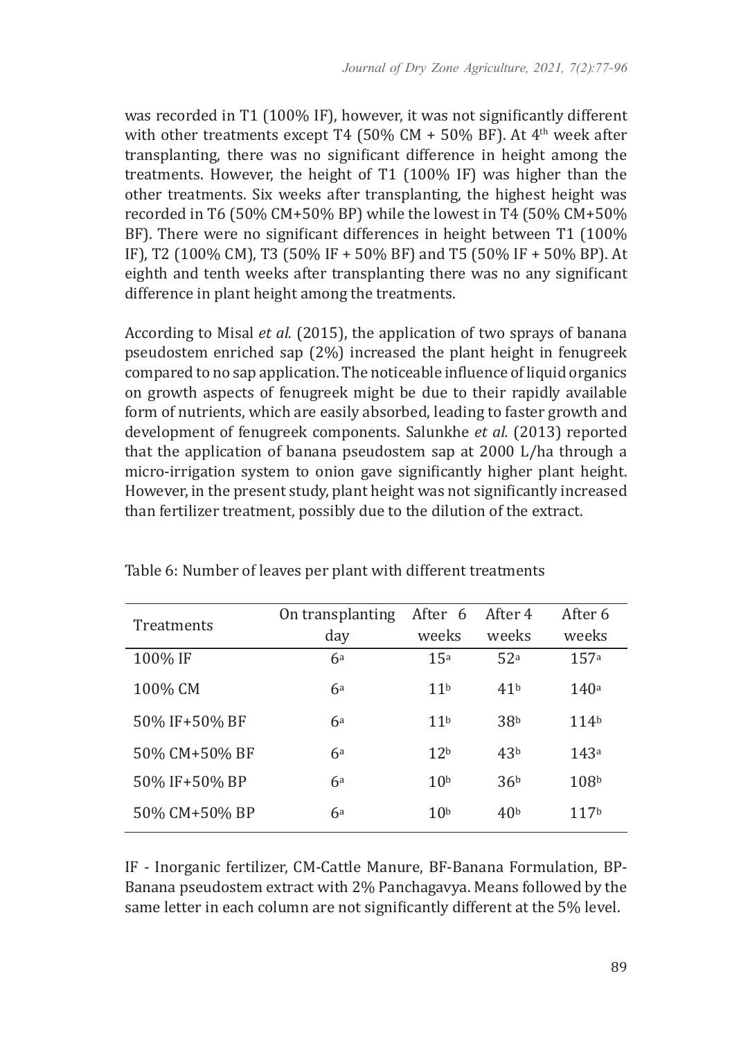was recorded in T1 (100% IF), however, it was not significantly different with other treatments except T4 (50% CM + 50% BF). At 4th week after transplanting, there was no significant difference in height among the treatments. However, the height of T1 (100% IF) was higher than the other treatments. Six weeks after transplanting, the highest height was recorded in T6 (50% CM+50% BP) while the lowest in T4 (50% CM+50% BF). There were no significant differences in height between T1 (100% IF), T2 (100% CM), T3 (50% IF + 50% BF) and T5 (50% IF + 50% BP). At eighth and tenth weeks after transplanting there was no any significant difference in plant height among the treatments.

According to Misal *et al.* (2015), the application of two sprays of banana pseudostem enriched sap (2%) increased the plant height in fenugreek compared to no sap application. The noticeable influence of liquid organics on growth aspects of fenugreek might be due to their rapidly available form of nutrients, which are easily absorbed, leading to faster growth and development of fenugreek components. Salunkhe *et al.* (2013) reported that the application of banana pseudostem sap at 2000 L/ha through a micro-irrigation system to onion gave significantly higher plant height. However, in the present study, plant height was not significantly increased than fertilizer treatment, possibly due to the dilution of the extract.

Table 6: Number of leaves per plant with different treatments

| Treatments | On transplanting day | After 6 weeks | After 4 weeks | After 6 weeks |
|---|---|---|---|---|
| 100% IF | 6[a] | 15[a] | 52[a] | 157[a] |
| 100% CM | 6[a] | 11[b] | 41[b] | 140[a] |
| 50% IF+50% BF | 6[a] | 11[b] | 38[b] | 114[b] |
| 50% CM+50% BF | 6[a] | 12[b] | 43[b] | 143[a] |
| 50% IF+50% BP | 6[a] | 10[b] | 36[b] | 108[b] |
| 50% CM+50% BP | 6[a] | 10[b] | 40[b] | 117[b] |

IF - Inorganic fertilizer, CM-Cattle Manure, BF-Banana Formulation, BP-Banana pseudostem extract with 2% Panchagavya. Means followed by the same letter in each column are not significantly different at the 5% level.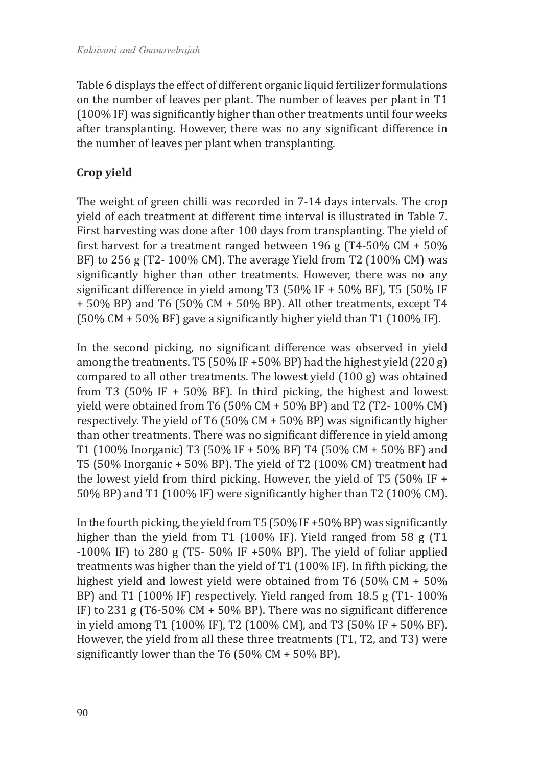Table 6 displays the effect of different organic liquid fertilizer formulations on the number of leaves per plant. The number of leaves per plant in T1 (100% IF) was significantly higher than other treatments until four weeks after transplanting. However, there was no any significant difference in the number of leaves per plant when transplanting.

**Crop yield**

The weight of green chilli was recorded in 7-14 days intervals. The crop yield of each treatment at different time interval is illustrated in Table 7. First harvesting was done after 100 days from transplanting. The yield of first harvest for a treatment ranged between 196 g (T4-50% CM + 50% BF) to 256 g (T2- 100% CM). The average Yield from T2 (100% CM) was significantly higher than other treatments. However, there was no any significant difference in yield among T3 (50% IF + 50% BF), T5 (50% IF + 50% BP) and T6 (50% CM + 50% BP). All other treatments, except T4 (50% CM + 50% BF) gave a significantly higher yield than T1 (100% IF).

In the second picking, no significant difference was observed in yield among the treatments. T5 (50% IF +50% BP) had the highest yield (220 g) compared to all other treatments. The lowest yield (100 g) was obtained from T3 (50% IF + 50% BF). In third picking, the highest and lowest yield were obtained from T6 (50% CM + 50% BP) and T2 (T2- 100% CM) respectively. The yield of T6 (50% CM + 50% BP) was significantly higher than other treatments. There was no significant difference in yield among T1 (100% Inorganic) T3 (50% IF + 50% BF) T4 (50% CM + 50% BF) and T5 (50% Inorganic + 50% BP). The yield of T2 (100% CM) treatment had the lowest yield from third picking. However, the yield of T5 (50% IF + 50% BP) and T1 (100% IF) were significantly higher than T2 (100% CM).

In the fourth picking, the yield from T5 (50% IF +50% BP) was significantly higher than the yield from T1 (100% IF). Yield ranged from 58 g (T1 -100% IF) to 280 g (T5- 50% IF +50% BP). The yield of foliar applied treatments was higher than the yield of T1 (100% IF). In fifth picking, the highest yield and lowest yield were obtained from T6 (50% CM + 50% BP) and T1 (100% IF) respectively. Yield ranged from 18.5 g (T1- 100% IF) to 231 g (T6-50% CM + 50% BP). There was no significant difference in yield among T1 (100% IF), T2 (100% CM), and T3 (50% IF + 50% BF). However, the yield from all these three treatments (T1, T2, and T3) were significantly lower than the T6 (50% CM + 50% BP).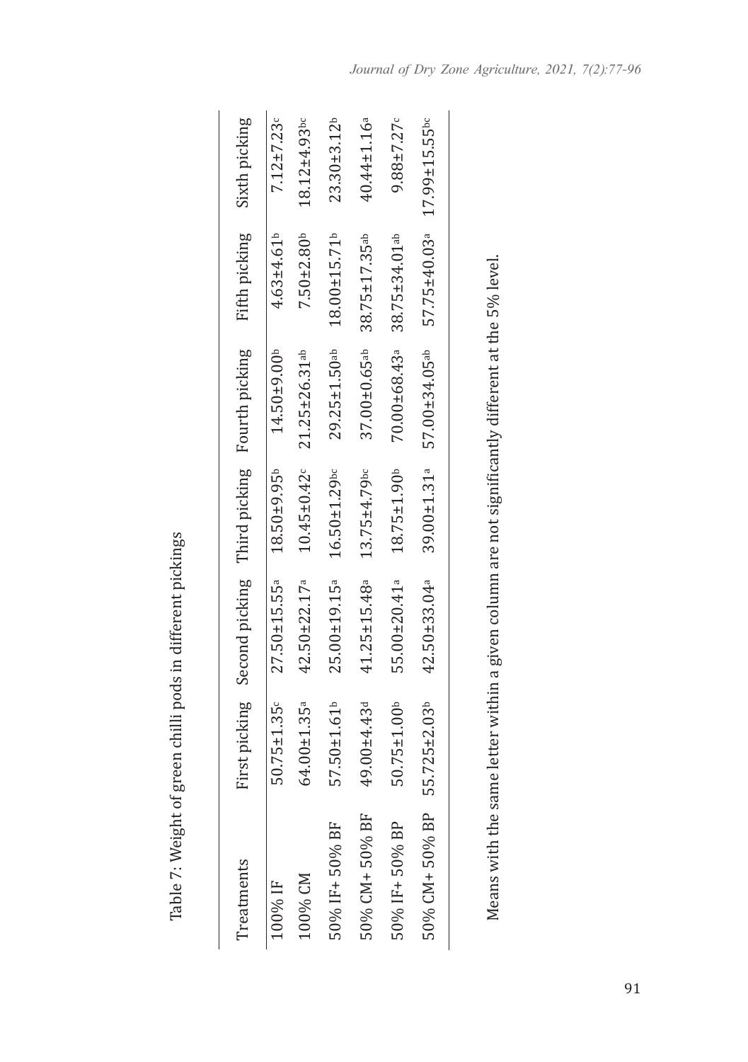Table 7: Weight of green chilli pods in different pickings

| Treatments | First picking | Second picking | Third picking | Fourth picking | Fifth picking | Sixth picking |
|---|---|---|---|---|---|---|
| 100% IF | 50.75±1.35$^{c}$ | 27.50±15.55$^{a}$ | 18.50±9.95$^{b}$ | 14.50±9.00$^{b}$ | 4.63±4.61$^{b}$ | 7.12±7.23$^{c}$ |
| 100% CM | 64.00±1.35$^{a}$ | 42.50±22.17$^{a}$ | 10.45±0.42$^{c}$ | 21.25±26.31$^{ab}$ | 7.50±2.80$^{b}$ | 18.12±4.93$^{bc}$ |
| 50% IF+ 50% BF | 57.50±1.61$^{b}$ | 25.00±19.15$^{a}$ | 16.50±1.29$^{bc}$ | 29.25±1.50$^{ab}$ | 18.00±15.71$^{b}$ | 23.30±3.12$^{b}$ |
| 50% CM+ 50% BF | 49.00±4.43$^{d}$ | 41.25±15.48$^{a}$ | 13.75±4.79$^{bc}$ | 37.00±0.65$^{ab}$ | 38.75±17.35$^{ab}$ | 40.44±1.16$^{a}$ |
| 50% IF+ 50% BP | 50.75±1.00$^{b}$ | 55.00±20.41$^{a}$ | 18.75±1.90$^{b}$ | 70.00±68.43$^{a}$ | 38.75±34.01$^{ab}$ | 9.88±7.27$^{c}$ |
| 50% CM+ 50% BP | 55.725±2.03$^{b}$ | 42.50±33.04$^{a}$ | 39.00±1.31$^{a}$ | 57.00±34.05$^{ab}$ | 57.75±40.03$^{a}$ | 17.99±15.55$^{bc}$ |

Means with the same letter within a given column are not significantly different at the 5% level.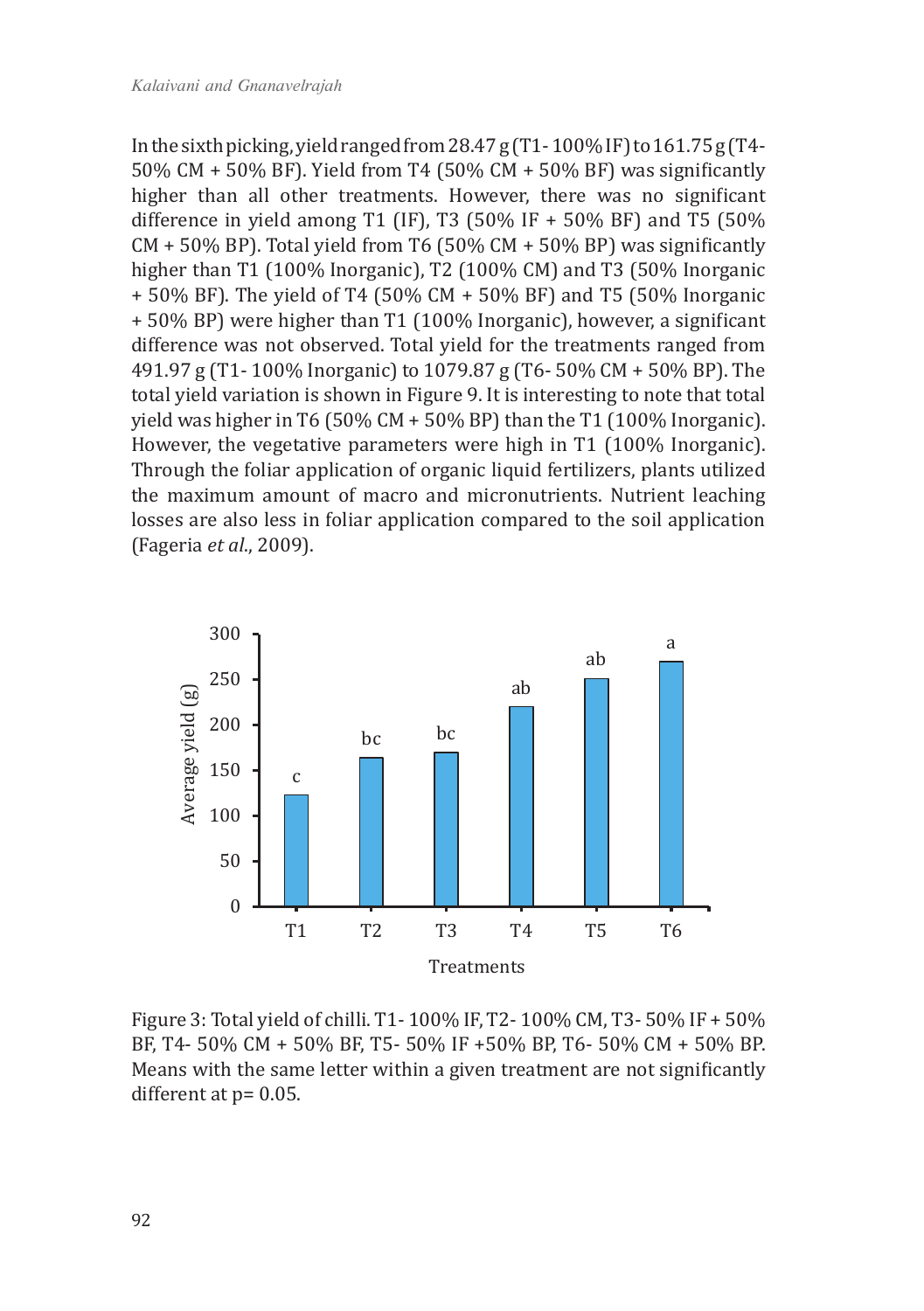In the sixth picking, yield ranged from 28.47 g (T1- 100% IF) to 161.75 g (T4- 50% CM + 50% BF). Yield from T4 (50% CM + 50% BF) was significantly higher than all other treatments. However, there was no significant difference in yield among T1 (IF), T3 (50% IF + 50% BF) and T5 (50% CM + 50% BP). Total yield from T6 (50% CM + 50% BP) was significantly higher than T1 (100% Inorganic), T2 (100% CM) and T3 (50% Inorganic + 50% BF). The yield of T4 (50% CM + 50% BF) and T5 (50% Inorganic + 50% BP) were higher than T1 (100% Inorganic), however, a significant difference was not observed. Total yield for the treatments ranged from 491.97 g (T1- 100% Inorganic) to 1079.87 g (T6- 50% CM + 50% BP). The total yield variation is shown in Figure 9. It is interesting to note that total yield was higher in T6 (50% CM + 50% BP) than the T1 (100% Inorganic). However, the vegetative parameters were high in T1 (100% Inorganic). Through the foliar application of organic liquid fertilizers, plants utilized the maximum amount of macro and micronutrients. Nutrient leaching losses are also less in foliar application compared to the soil application (Fageria *et al*., 2009).

Figure 3: Total yield of chilli. T1- 100% IF, T2- 100% CM, T3- 50% IF + 50% BF, T4- 50% CM + 50% BF, T5- 50% IF +50% BP, T6- 50% CM + 50% BP. Means with the same letter within a given treatment are not significantly different at p= 0.05.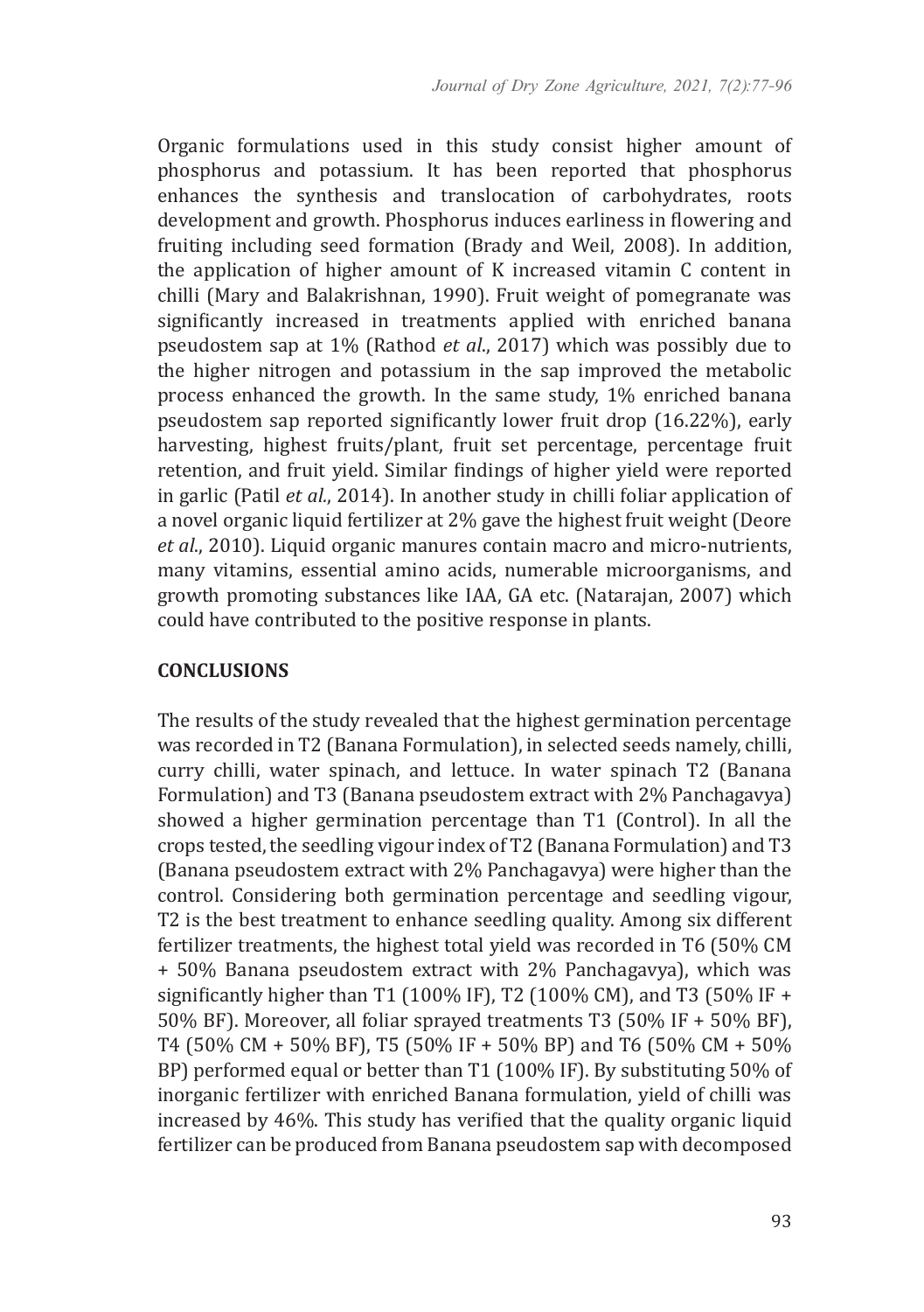Organic formulations used in this study consist higher amount of phosphorus and potassium. It has been reported that phosphorus enhances the synthesis and translocation of carbohydrates, roots development and growth. Phosphorus induces earliness in flowering and fruiting including seed formation (Brady and Weil, 2008). In addition, the application of higher amount of K increased vitamin C content in chilli (Mary and Balakrishnan, 1990). Fruit weight of pomegranate was significantly increased in treatments applied with enriched banana pseudostem sap at 1% (Rathod *et al*., 2017) which was possibly due to the higher nitrogen and potassium in the sap improved the metabolic process enhanced the growth. In the same study, 1% enriched banana pseudostem sap reported significantly lower fruit drop (16.22%), early harvesting, highest fruits/plant, fruit set percentage, percentage fruit retention, and fruit yield. Similar findings of higher yield were reported in garlic (Patil *et al*., 2014). In another study in chilli foliar application of a novel organic liquid fertilizer at 2% gave the highest fruit weight (Deore *et al*., 2010). Liquid organic manures contain macro and micro-nutrients, many vitamins, essential amino acids, numerable microorganisms, and growth promoting substances like IAA, GA etc. (Natarajan, 2007) which could have contributed to the positive response in plants.

## CONCLUSIONS

The results of the study revealed that the highest germination percentage was recorded in T2 (Banana Formulation), in selected seeds namely, chilli, curry chilli, water spinach, and lettuce. In water spinach T2 (Banana Formulation) and T3 (Banana pseudostem extract with 2% Panchagavya) showed a higher germination percentage than T1 (Control). In all the crops tested, the seedling vigour index of T2 (Banana Formulation) and T3 (Banana pseudostem extract with 2% Panchagavya) were higher than the control. Considering both germination percentage and seedling vigour, T2 is the best treatment to enhance seedling quality. Among six different fertilizer treatments, the highest total yield was recorded in T6 (50% CM + 50% Banana pseudostem extract with 2% Panchagavya), which was significantly higher than T1 (100% IF), T2 (100% CM), and T3 (50% IF + 50% BF). Moreover, all foliar sprayed treatments T3 (50% IF + 50% BF), T4 (50% CM + 50% BF), T5 (50% IF + 50% BP) and T6 (50% CM + 50% BP) performed equal or better than T1 (100% IF). By substituting 50% of inorganic fertilizer with enriched Banana formulation, yield of chilli was increased by 46%. This study has verified that the quality organic liquid fertilizer can be produced from Banana pseudostem sap with decomposed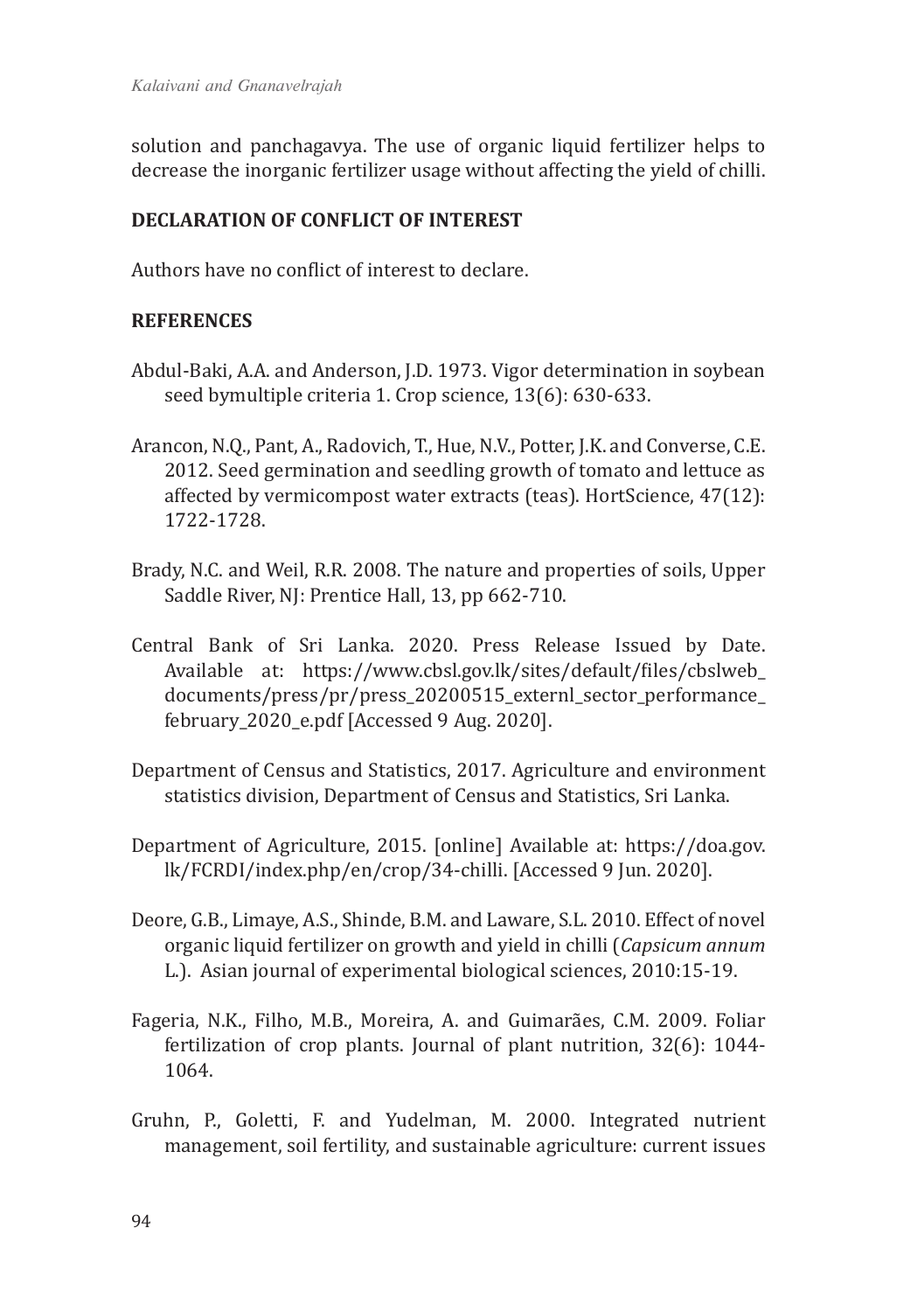solution and panchagavya. The use of organic liquid fertilizer helps to decrease the inorganic fertilizer usage without affecting the yield of chilli.

## DECLARATION OF CONFLICT OF INTEREST

Authors have no conflict of interest to declare.

## REFERENCES

Abdul-Baki, A.A. and Anderson, J.D. 1973. Vigor determination in soybean seed bymultiple criteria 1. Crop science, 13(6): 630-633.

Arancon, N.Q., Pant, A., Radovich, T., Hue, N.V., Potter, J.K. and Converse, C.E. 2012. Seed germination and seedling growth of tomato and lettuce as affected by vermicompost water extracts (teas). HortScience, 47(12): 1722-1728.

Brady, N.C. and Weil, R.R. 2008. The nature and properties of soils, Upper Saddle River, NJ: Prentice Hall, 13, pp 662-710.

Central Bank of Sri Lanka. 2020. Press Release Issued by Date. Available at: https://www.cbsl.gov.lk/sites/default/files/cbslweb_documents/press/pr/press_20200515_externl_sector_performance_february_2020_e.pdf [Accessed 9 Aug. 2020].

Department of Census and Statistics, 2017. Agriculture and environment statistics division, Department of Census and Statistics, Sri Lanka.

Department of Agriculture, 2015. [online] Available at: https://doa.gov.lk/FCRDI/index.php/en/crop/34-chilli. [Accessed 9 Jun. 2020].

Deore, G.B., Limaye, A.S., Shinde, B.M. and Laware, S.L. 2010. Effect of novel organic liquid fertilizer on growth and yield in chilli (*Capsicum annum* L.). Asian journal of experimental biological sciences, 2010:15-19.

Fageria, N.K., Filho, M.B., Moreira, A. and Guimarães, C.M. 2009. Foliar fertilization of crop plants. Journal of plant nutrition, 32(6): 1044-1064.

Gruhn, P., Goletti, F. and Yudelman, M. 2000. Integrated nutrient management, soil fertility, and sustainable agriculture: current issues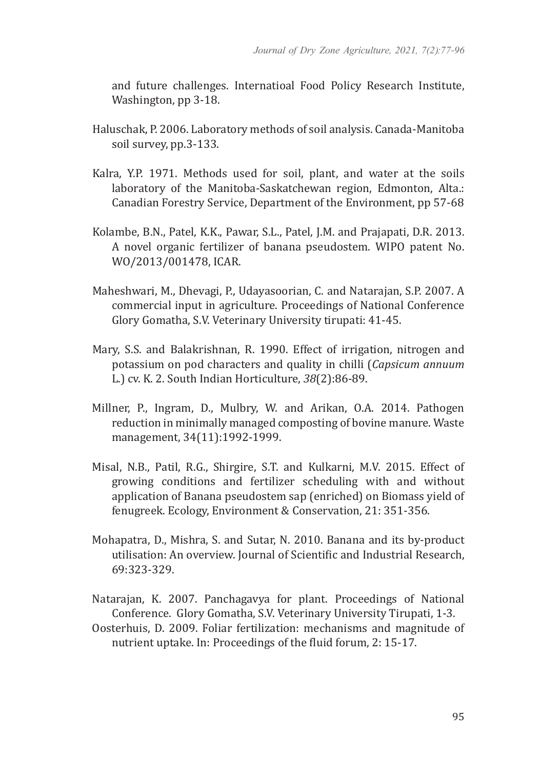and future challenges. Internatioal Food Policy Research Institute, Washington, pp 3-18.

Haluschak, P. 2006. Laboratory methods of soil analysis. Canada-Manitoba soil survey, pp.3-133.

Kalra, Y.P. 1971. Methods used for soil, plant, and water at the soils laboratory of the Manitoba-Saskatchewan region, Edmonton, Alta.: Canadian Forestry Service, Department of the Environment, pp 57-68

Kolambe, B.N., Patel, K.K., Pawar, S.L., Patel, J.M. and Prajapati, D.R. 2013. A novel organic fertilizer of banana pseudostem. WIPO patent No. WO/2013/001478, ICAR.

Maheshwari, M., Dhevagi, P., Udayasoorian, C. and Natarajan, S.P. 2007. A commercial input in agriculture. Proceedings of National Conference Glory Gomatha, S.V. Veterinary University tirupati: 41-45.

Mary, S.S. and Balakrishnan, R. 1990. Effect of irrigation, nitrogen and potassium on pod characters and quality in chilli (*Capsicum annuum* L.) cv. K. 2. South Indian Horticulture, *38*(2):86-89.

Millner, P., Ingram, D., Mulbry, W. and Arikan, O.A. 2014. Pathogen reduction in minimally managed composting of bovine manure. Waste management, 34(11):1992-1999.

Misal, N.B., Patil, R.G., Shirgire, S.T. and Kulkarni, M.V. 2015. Effect of growing conditions and fertilizer scheduling with and without application of Banana pseudostem sap (enriched) on Biomass yield of fenugreek. Ecology, Environment & Conservation, 21: 351-356.

Mohapatra, D., Mishra, S. and Sutar, N. 2010. Banana and its by-product utilisation: An overview. Journal of Scientific and Industrial Research, 69:323-329.

Natarajan, K. 2007. Panchagavya for plant. Proceedings of National Conference. Glory Gomatha, S.V. Veterinary University Tirupati, 1-3.

Oosterhuis, D. 2009. Foliar fertilization: mechanisms and magnitude of nutrient uptake. In: Proceedings of the fluid forum, 2: 15-17.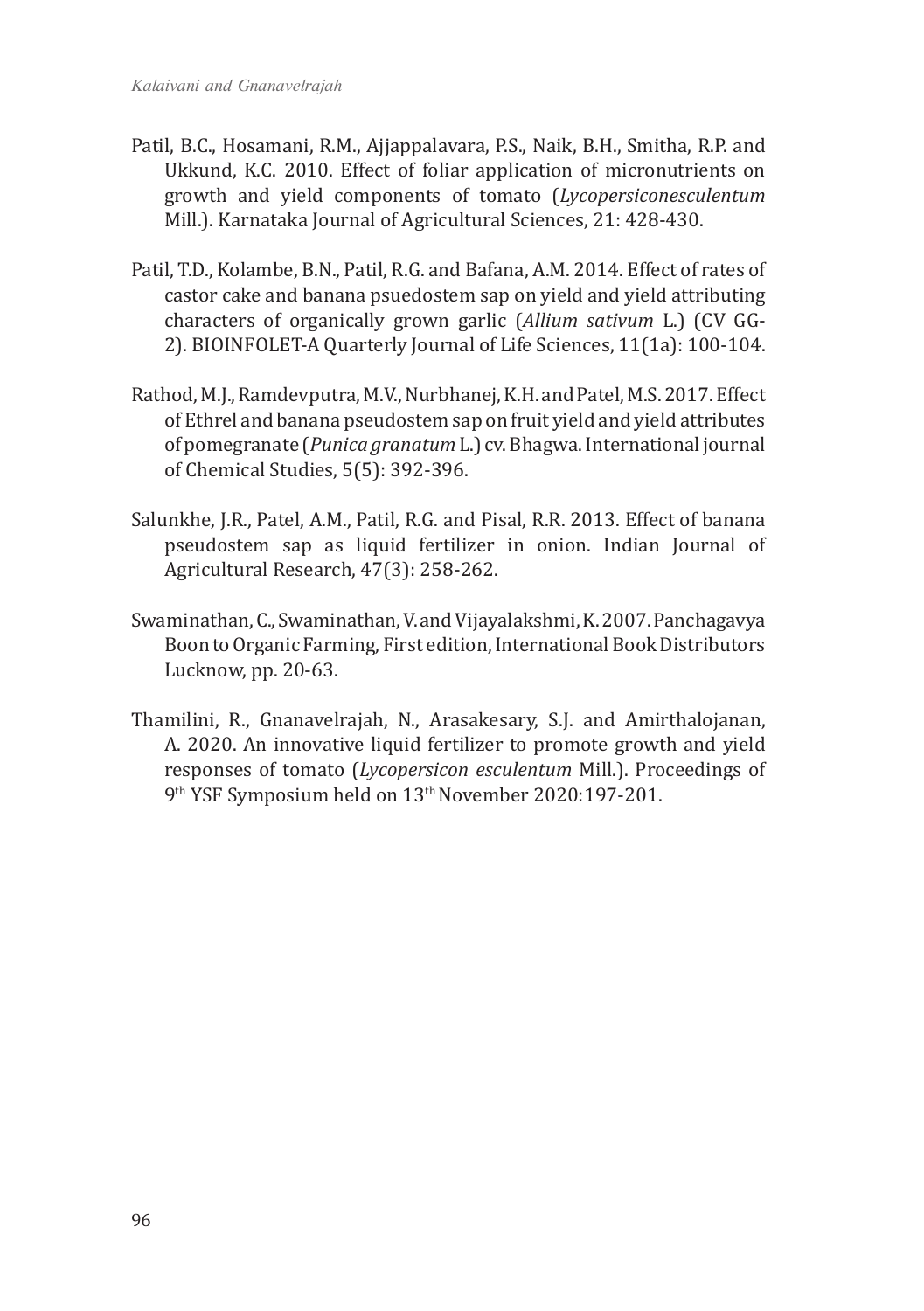Patil, B.C., Hosamani, R.M., Ajjappalavara, P.S., Naik, B.H., Smitha, R.P. and Ukkund, K.C. 2010. Effect of foliar application of micronutrients on growth and yield components of tomato (*Lycopersiconesculentum* Mill.). Karnataka Journal of Agricultural Sciences, 21: 428-430.

Patil, T.D., Kolambe, B.N., Patil, R.G. and Bafana, A.M. 2014. Effect of rates of castor cake and banana psuedostem sap on yield and yield attributing characters of organically grown garlic (*Allium sativum* L.) (CV GG-2). BIOINFOLET-A Quarterly Journal of Life Sciences, 11(1a): 100-104.

Rathod, M.J., Ramdevputra, M.V., Nurbhanej, K.H. and Patel, M.S. 2017. Effect of Ethrel and banana pseudostem sap on fruit yield and yield attributes of pomegranate (*Punica granatum* L.) cv. Bhagwa. International journal of Chemical Studies, 5(5): 392-396.

Salunkhe, J.R., Patel, A.M., Patil, R.G. and Pisal, R.R. 2013. Effect of banana pseudostem sap as liquid fertilizer in onion. Indian Journal of Agricultural Research, 47(3): 258-262.

Swaminathan, C., Swaminathan, V. and Vijayalakshmi, K. 2007. Panchagavya Boon to Organic Farming, First edition, International Book Distributors Lucknow, pp. 20-63.

Thamilini, R., Gnanavelrajah, N., Arasakesary, S.J. and Amirthalojanan, A. 2020. An innovative liquid fertilizer to promote growth and yield responses of tomato (*Lycopersicon esculentum* Mill.). Proceedings of 9th YSF Symposium held on 13th November 2020:197-201.